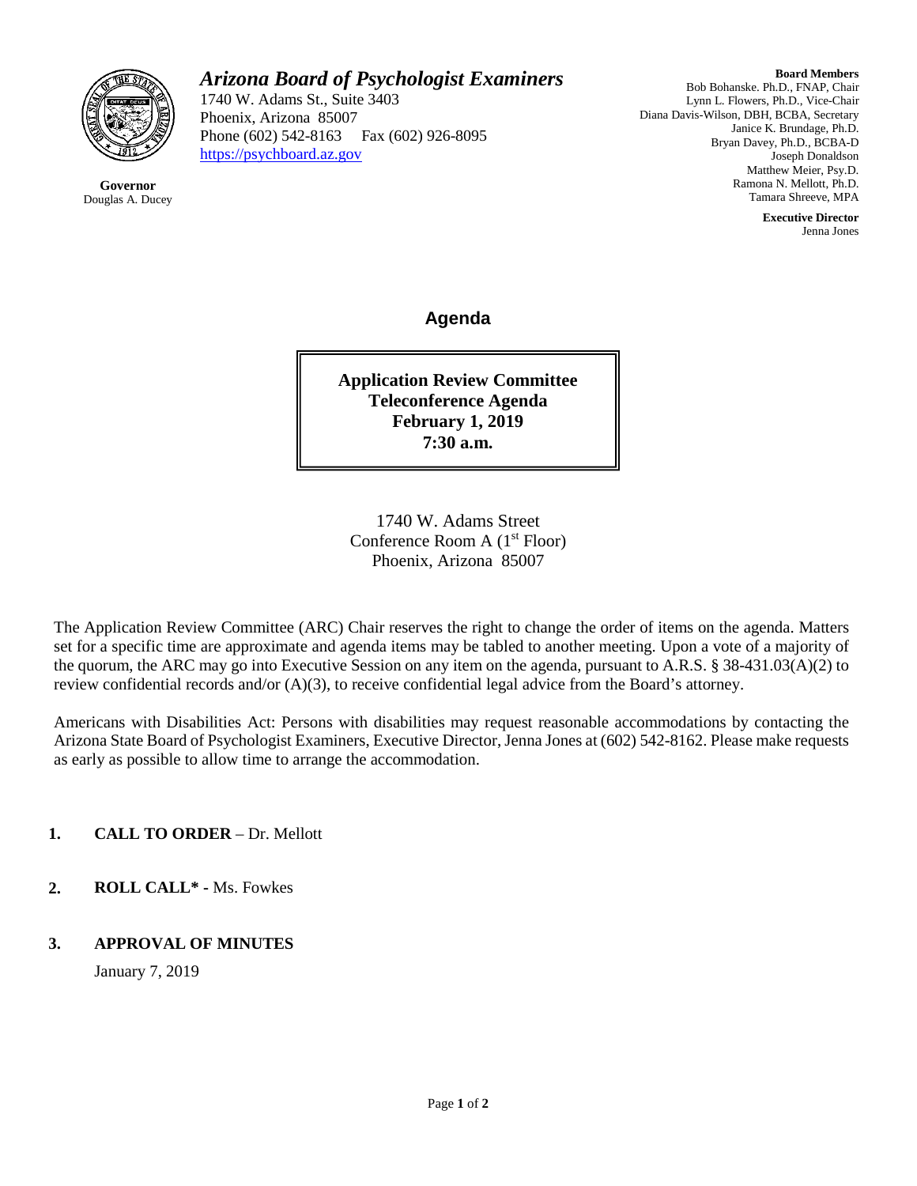# *Arizona Board of Psychologist Examiners*

1740 W. Adams St., Suite 3403
Phoenix, Arizona 85007
Phone (602) 542-8163 Fax (602) 926-8095
https://psychboard.az.gov

**Governor**
Douglas A. Ducey

**Board Members**
Bob Bohanske. Ph.D., FNAP, Chair
Lynn L. Flowers, Ph.D., Vice-Chair
Diana Davis-Wilson, DBH, BCBA, Secretary
Janice K. Brundage, Ph.D.
Bryan Davey, Ph.D., BCBA-D
Joseph Donaldson
Matthew Meier, Psy.D.
Ramona N. Mellott, Ph.D.
Tamara Shreeve, MPA

**Executive Director**
Jenna Jones

## Agenda

**Application Review Committee**
**Teleconference Agenda**
**February 1, 2019**
**7:30 a.m.**

1740 W. Adams Street
Conference Room A (1st Floor)
Phoenix, Arizona 85007

The Application Review Committee (ARC) Chair reserves the right to change the order of items on the agenda. Matters set for a specific time are approximate and agenda items may be tabled to another meeting. Upon a vote of a majority of the quorum, the ARC may go into Executive Session on any item on the agenda, pursuant to A.R.S. § 38-431.03(A)(2) to review confidential records and/or (A)(3), to receive confidential legal advice from the Board's attorney.

Americans with Disabilities Act: Persons with disabilities may request reasonable accommodations by contacting the Arizona State Board of Psychologist Examiners, Executive Director, Jenna Jones at (602) 542-8162. Please make requests as early as possible to allow time to arrange the accommodation.

1. **CALL TO ORDER** – Dr. Mellott

2. **ROLL CALL\* -** Ms. Fowkes

3. **APPROVAL OF MINUTES**

   January 7, 2019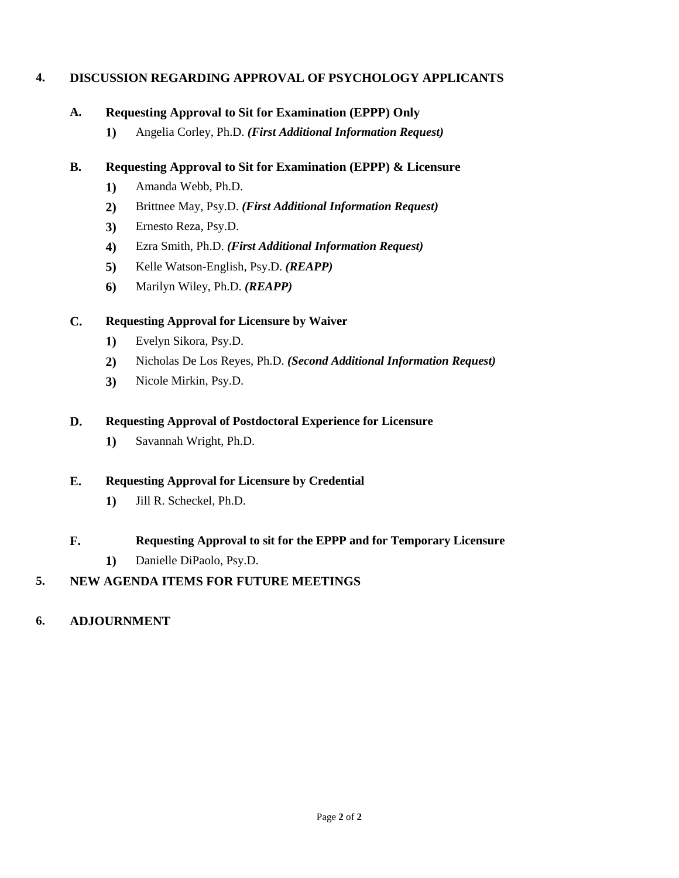## 4. DISCUSSION REGARDING APPROVAL OF PSYCHOLOGY APPLICANTS

### A. Requesting Approval to Sit for Examination (EPPP) Only

1) Angelia Corley, Ph.D. ***(First Additional Information Request)***

### B. Requesting Approval to Sit for Examination (EPPP) & Licensure

1) Amanda Webb, Ph.D.
2) Brittnee May, Psy.D. ***(First Additional Information Request)***
3) Ernesto Reza, Psy.D.
4) Ezra Smith, Ph.D. ***(First Additional Information Request)***
5) Kelle Watson-English, Psy.D. ***(REAPP)***
6) Marilyn Wiley, Ph.D. ***(REAPP)***

### C. Requesting Approval for Licensure by Waiver

1) Evelyn Sikora, Psy.D.
2) Nicholas De Los Reyes, Ph.D. ***(Second Additional Information Request)***
3) Nicole Mirkin, Psy.D.

### D. Requesting Approval of Postdoctoral Experience for Licensure

1) Savannah Wright, Ph.D.

### E. Requesting Approval for Licensure by Credential

1) Jill R. Scheckel, Ph.D.

### F. Requesting Approval to sit for the EPPP and for Temporary Licensure

1) Danielle DiPaolo, Psy.D.

## 5. NEW AGENDA ITEMS FOR FUTURE MEETINGS

## 6. ADJOURNMENT